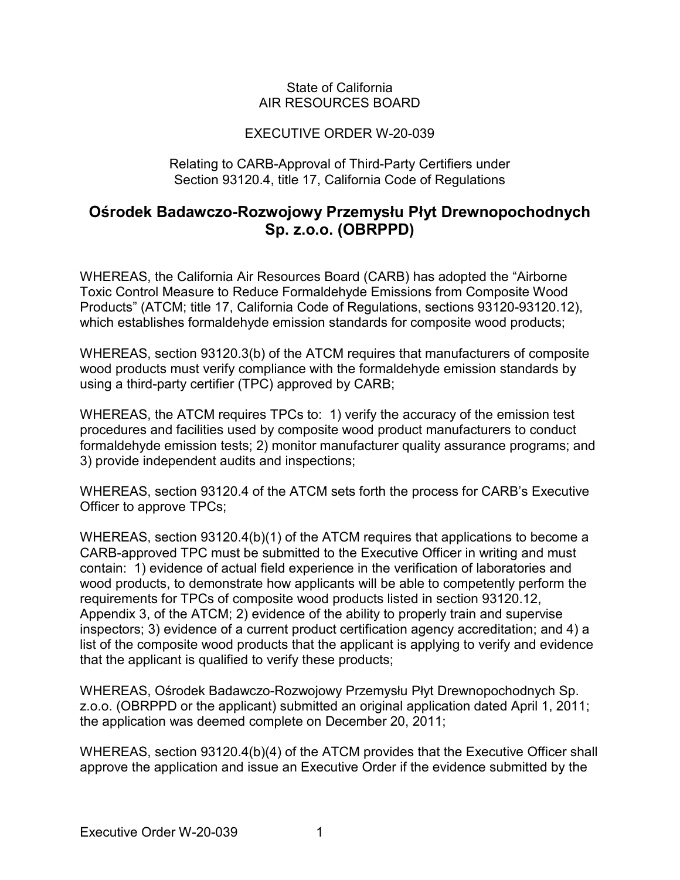State of California
AIR RESOURCES BOARD

EXECUTIVE ORDER W-20-039

Relating to CARB-Approval of Third-Party Certifiers under
Section 93120.4, title 17, California Code of Regulations

# Ośrodek Badawczo-Rozwojowy Przemysłu Płyt Drewnopochodnych Sp. z.o.o. (OBRPPD)

WHEREAS, the California Air Resources Board (CARB) has adopted the "Airborne Toxic Control Measure to Reduce Formaldehyde Emissions from Composite Wood Products" (ATCM; title 17, California Code of Regulations, sections 93120-93120.12), which establishes formaldehyde emission standards for composite wood products;

WHEREAS, section 93120.3(b) of the ATCM requires that manufacturers of composite wood products must verify compliance with the formaldehyde emission standards by using a third-party certifier (TPC) approved by CARB;

WHEREAS, the ATCM requires TPCs to: 1) verify the accuracy of the emission test procedures and facilities used by composite wood product manufacturers to conduct formaldehyde emission tests; 2) monitor manufacturer quality assurance programs; and 3) provide independent audits and inspections;

WHEREAS, section 93120.4 of the ATCM sets forth the process for CARB's Executive Officer to approve TPCs;

WHEREAS, section 93120.4(b)(1) of the ATCM requires that applications to become a CARB-approved TPC must be submitted to the Executive Officer in writing and must contain: 1) evidence of actual field experience in the verification of laboratories and wood products, to demonstrate how applicants will be able to competently perform the requirements for TPCs of composite wood products listed in section 93120.12, Appendix 3, of the ATCM; 2) evidence of the ability to properly train and supervise inspectors; 3) evidence of a current product certification agency accreditation; and 4) a list of the composite wood products that the applicant is applying to verify and evidence that the applicant is qualified to verify these products;

WHEREAS, Ośrodek Badawczo-Rozwojowy Przemysłu Płyt Drewnopochodnych Sp. z.o.o. (OBRPPD or the applicant) submitted an original application dated April 1, 2011; the application was deemed complete on December 20, 2011;

WHEREAS, section 93120.4(b)(4) of the ATCM provides that the Executive Officer shall approve the application and issue an Executive Order if the evidence submitted by the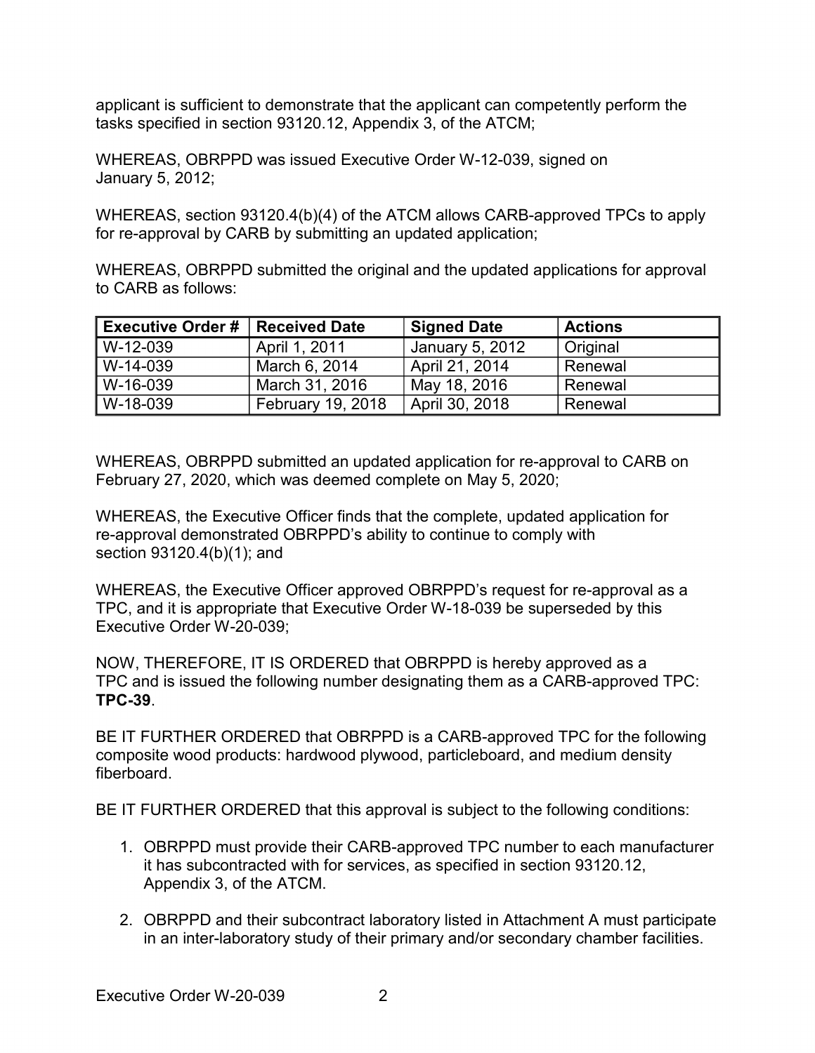applicant is sufficient to demonstrate that the applicant can competently perform the tasks specified in section 93120.12, Appendix 3, of the ATCM;

WHEREAS, OBRPPD was issued Executive Order W-12-039, signed on January 5, 2012;

WHEREAS, section 93120.4(b)(4) of the ATCM allows CARB-approved TPCs to apply for re-approval by CARB by submitting an updated application;

WHEREAS, OBRPPD submitted the original and the updated applications for approval to CARB as follows:

| Executive Order # | Received Date | Signed Date | Actions |
|---|---|---|---|
| W-12-039 | April 1, 2011 | January 5, 2012 | Original |
| W-14-039 | March 6, 2014 | April 21, 2014 | Renewal |
| W-16-039 | March 31, 2016 | May 18, 2016 | Renewal |
| W-18-039 | February 19, 2018 | April 30, 2018 | Renewal |

WHEREAS, OBRPPD submitted an updated application for re-approval to CARB on February 27, 2020, which was deemed complete on May 5, 2020;

WHEREAS, the Executive Officer finds that the complete, updated application for re-approval demonstrated OBRPPD's ability to continue to comply with section 93120.4(b)(1); and

WHEREAS, the Executive Officer approved OBRPPD's request for re-approval as a TPC, and it is appropriate that Executive Order W-18-039 be superseded by this Executive Order W-20-039;

NOW, THEREFORE, IT IS ORDERED that OBRPPD is hereby approved as a TPC and is issued the following number designating them as a CARB-approved TPC: **TPC-39**.

BE IT FURTHER ORDERED that OBRPPD is a CARB-approved TPC for the following composite wood products: hardwood plywood, particleboard, and medium density fiberboard.

BE IT FURTHER ORDERED that this approval is subject to the following conditions:

1. OBRPPD must provide their CARB-approved TPC number to each manufacturer it has subcontracted with for services, as specified in section 93120.12, Appendix 3, of the ATCM.

2. OBRPPD and their subcontract laboratory listed in Attachment A must participate in an inter-laboratory study of their primary and/or secondary chamber facilities.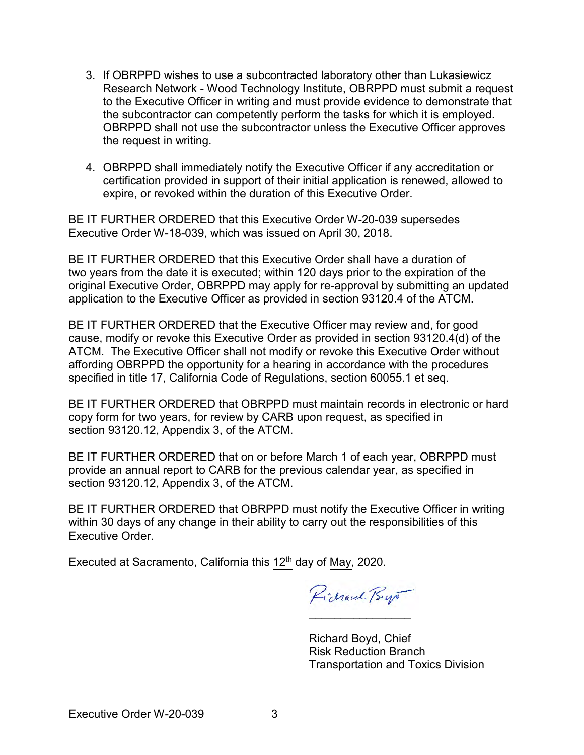3. If OBRPPD wishes to use a subcontracted laboratory other than Lukasiewicz Research Network - Wood Technology Institute, OBRPPD must submit a request to the Executive Officer in writing and must provide evidence to demonstrate that the subcontractor can competently perform the tasks for which it is employed. OBRPPD shall not use the subcontractor unless the Executive Officer approves the request in writing.

4. OBRPPD shall immediately notify the Executive Officer if any accreditation or certification provided in support of their initial application is renewed, allowed to expire, or revoked within the duration of this Executive Order.

BE IT FURTHER ORDERED that this Executive Order W-20-039 supersedes Executive Order W-18-039, which was issued on April 30, 2018.

BE IT FURTHER ORDERED that this Executive Order shall have a duration of two years from the date it is executed; within 120 days prior to the expiration of the original Executive Order, OBRPPD may apply for re-approval by submitting an updated application to the Executive Officer as provided in section 93120.4 of the ATCM.

BE IT FURTHER ORDERED that the Executive Officer may review and, for good cause, modify or revoke this Executive Order as provided in section 93120.4(d) of the ATCM. The Executive Officer shall not modify or revoke this Executive Order without affording OBRPPD the opportunity for a hearing in accordance with the procedures specified in title 17, California Code of Regulations, section 60055.1 et seq.

BE IT FURTHER ORDERED that OBRPPD must maintain records in electronic or hard copy form for two years, for review by CARB upon request, as specified in section 93120.12, Appendix 3, of the ATCM.

BE IT FURTHER ORDERED that on or before March 1 of each year, OBRPPD must provide an annual report to CARB for the previous calendar year, as specified in section 93120.12, Appendix 3, of the ATCM.

BE IT FURTHER ORDERED that OBRPPD must notify the Executive Officer in writing within 30 days of any change in their ability to carry out the responsibilities of this Executive Order.

Executed at Sacramento, California this 12th day of May, 2020.

Richard Boyd, Chief
Risk Reduction Branch
Transportation and Toxics Division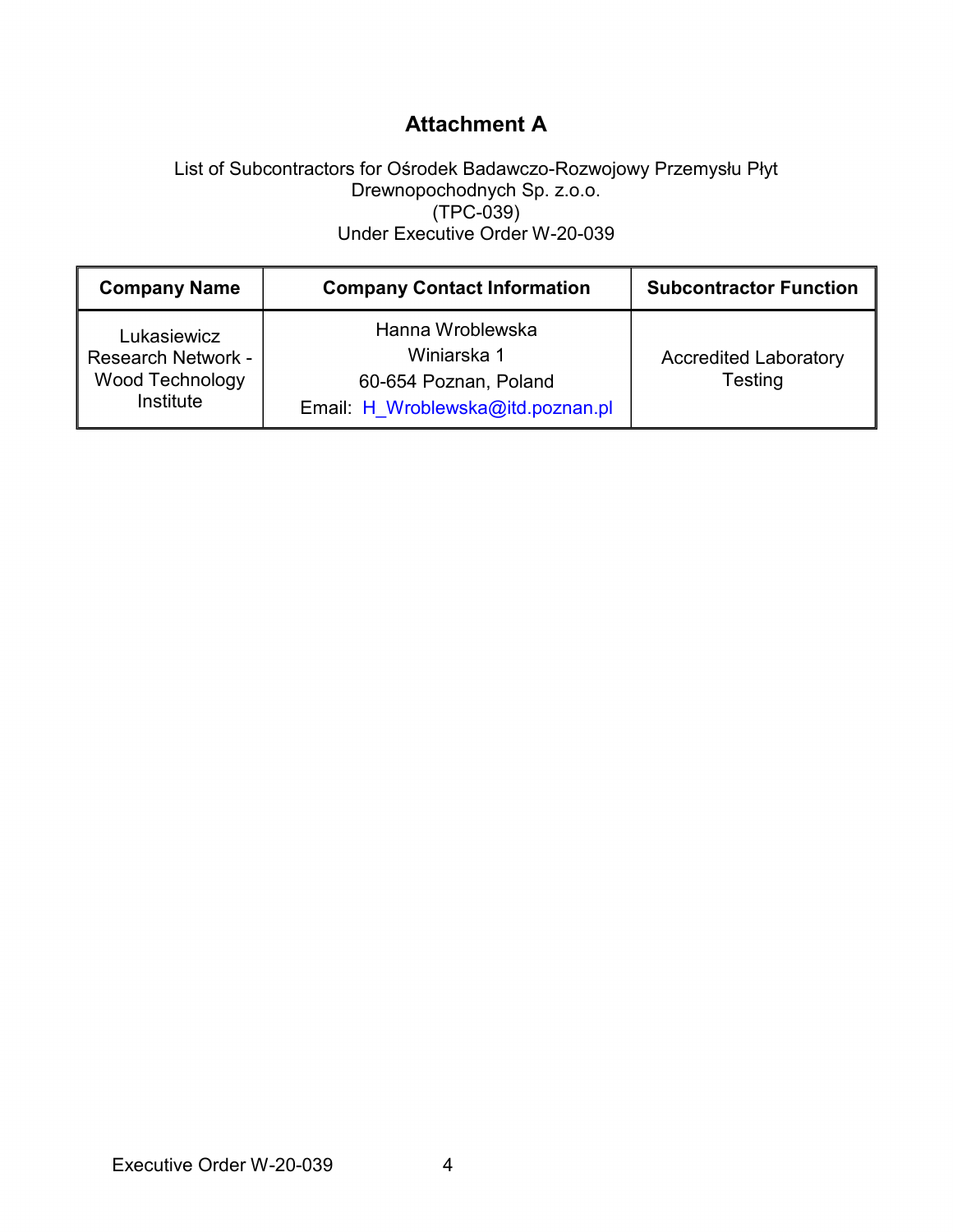# Attachment A

List of Subcontractors for Ośrodek Badawczo-Rozwojowy Przemysłu Płyt Drewnopochodnych Sp. z.o.o.
(TPC-039)
Under Executive Order W-20-039

| Company Name | Company Contact Information | Subcontractor Function |
|---|---|---|
| Lukasiewicz Research Network - Wood Technology Institute | Hanna Wroblewska<br>Winiarska 1<br>60-654 Poznan, Poland<br>Email: H_Wroblewska@itd.poznan.pl | Accredited Laboratory Testing |